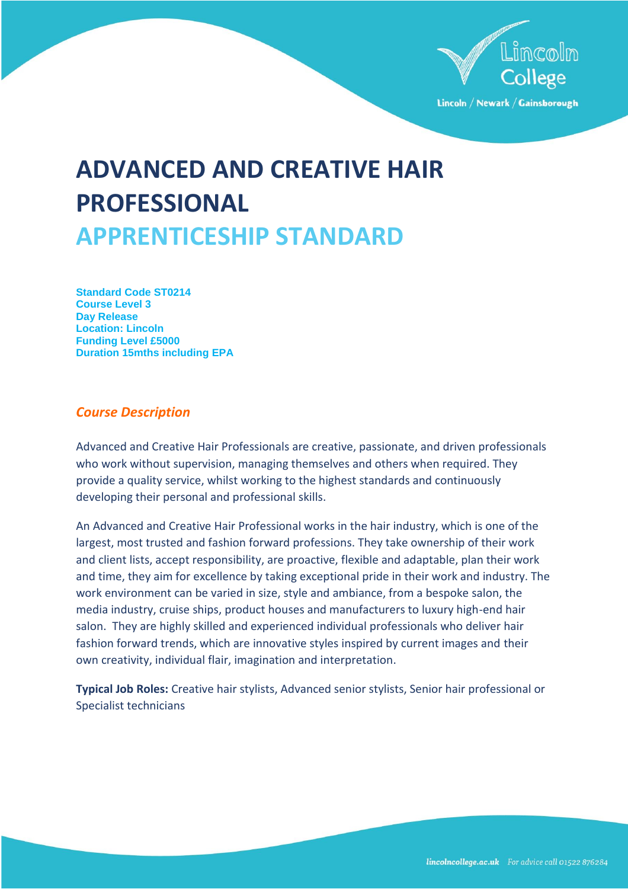# ADVANCED AND CREATIVE HAIR PROFESSIONAL

## APPRENTICESHIP STANDARD

**Standard Code ST0214**
**Course Level 3**
**Day Release**
**Location: Lincoln**
**Funding Level £5000**
**Duration 15mths including EPA**

### *Course Description*

Advanced and Creative Hair Professionals are creative, passionate, and driven professionals who work without supervision, managing themselves and others when required. They provide a quality service, whilst working to the highest standards and continuously developing their personal and professional skills.

An Advanced and Creative Hair Professional works in the hair industry, which is one of the largest, most trusted and fashion forward professions. They take ownership of their work and client lists, accept responsibility, are proactive, flexible and adaptable, plan their work and time, they aim for excellence by taking exceptional pride in their work and industry. The work environment can be varied in size, style and ambiance, from a bespoke salon, the media industry, cruise ships, product houses and manufacturers to luxury high-end hair salon. They are highly skilled and experienced individual professionals who deliver hair fashion forward trends, which are innovative styles inspired by current images and their own creativity, individual flair, imagination and interpretation.

**Typical Job Roles:** Creative hair stylists, Advanced senior stylists, Senior hair professional or Specialist technicians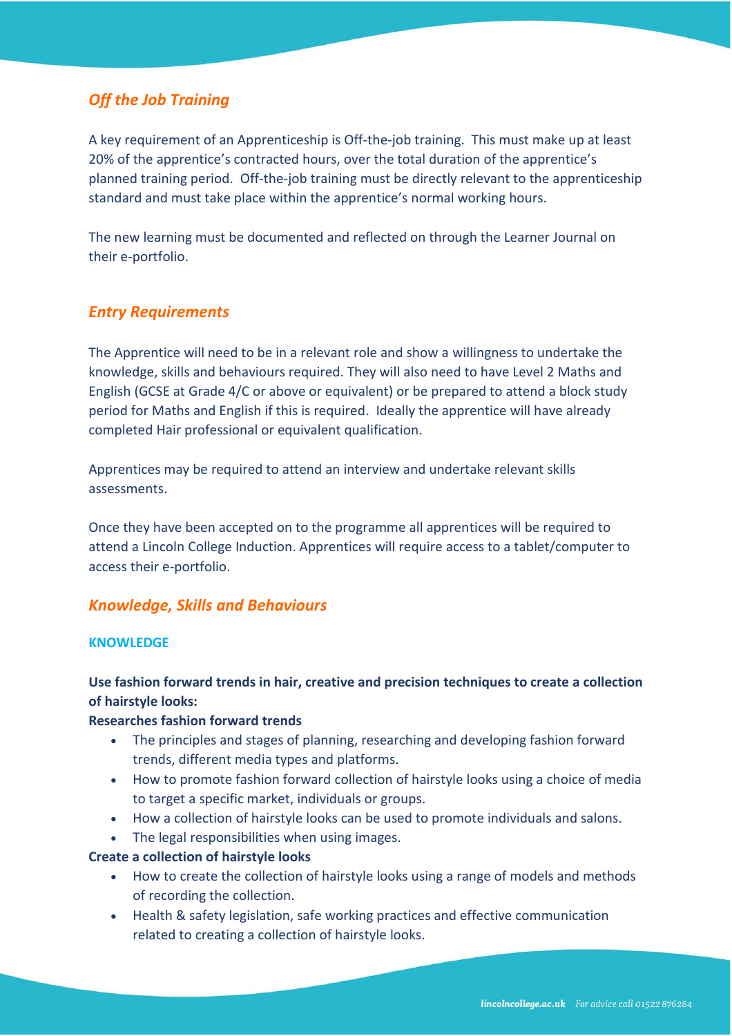## *Off the Job Training*

A key requirement of an Apprenticeship is Off-the-job training. This must make up at least 20% of the apprentice's contracted hours, over the total duration of the apprentice's planned training period. Off-the-job training must be directly relevant to the apprenticeship standard and must take place within the apprentice's normal working hours.

The new learning must be documented and reflected on through the Learner Journal on their e-portfolio.

## *Entry Requirements*

The Apprentice will need to be in a relevant role and show a willingness to undertake the knowledge, skills and behaviours required. They will also need to have Level 2 Maths and English (GCSE at Grade 4/C or above or equivalent) or be prepared to attend a block study period for Maths and English if this is required. Ideally the apprentice will have already completed Hair professional or equivalent qualification.

Apprentices may be required to attend an interview and undertake relevant skills assessments.

Once they have been accepted on to the programme all apprentices will be required to attend a Lincoln College Induction. Apprentices will require access to a tablet/computer to access their e-portfolio.

## *Knowledge, Skills and Behaviours*

### KNOWLEDGE

**Use fashion forward trends in hair, creative and precision techniques to create a collection of hairstyle looks:**

**Researches fashion forward trends**

- The principles and stages of planning, researching and developing fashion forward trends, different media types and platforms.
- How to promote fashion forward collection of hairstyle looks using a choice of media to target a specific market, individuals or groups.
- How a collection of hairstyle looks can be used to promote individuals and salons.
- The legal responsibilities when using images.

**Create a collection of hairstyle looks**

- How to create the collection of hairstyle looks using a range of models and methods of recording the collection.
- Health & safety legislation, safe working practices and effective communication related to creating a collection of hairstyle looks.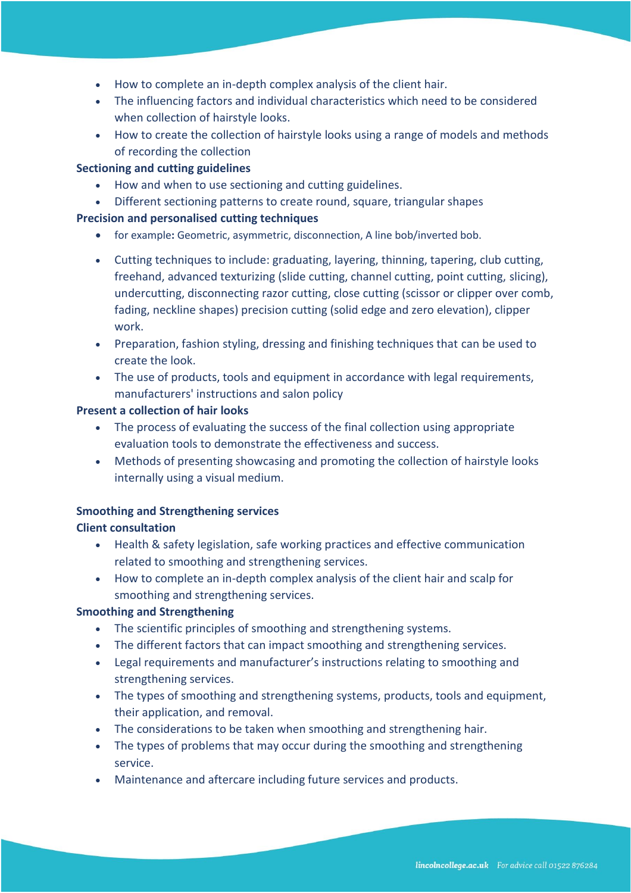- How to complete an in-depth complex analysis of the client hair.
- The influencing factors and individual characteristics which need to be considered when collection of hairstyle looks.
- How to create the collection of hairstyle looks using a range of models and methods of recording the collection

**Sectioning and cutting guidelines**

- How and when to use sectioning and cutting guidelines.
- Different sectioning patterns to create round, square, triangular shapes

**Precision and personalised cutting techniques**

- for example**:** Geometric, asymmetric, disconnection, A line bob/inverted bob.
- Cutting techniques to include: graduating, layering, thinning, tapering, club cutting, freehand, advanced texturizing (slide cutting, channel cutting, point cutting, slicing), undercutting, disconnecting razor cutting, close cutting (scissor or clipper over comb, fading, neckline shapes) precision cutting (solid edge and zero elevation), clipper work.
- Preparation, fashion styling, dressing and finishing techniques that can be used to create the look.
- The use of products, tools and equipment in accordance with legal requirements, manufacturers' instructions and salon policy

**Present a collection of hair looks**

- The process of evaluating the success of the final collection using appropriate evaluation tools to demonstrate the effectiveness and success.
- Methods of presenting showcasing and promoting the collection of hairstyle looks internally using a visual medium.

**Smoothing and Strengthening services**

**Client consultation**

- Health & safety legislation, safe working practices and effective communication related to smoothing and strengthening services.
- How to complete an in-depth complex analysis of the client hair and scalp for smoothing and strengthening services.

**Smoothing and Strengthening**

- The scientific principles of smoothing and strengthening systems.
- The different factors that can impact smoothing and strengthening services.
- Legal requirements and manufacturer's instructions relating to smoothing and strengthening services.
- The types of smoothing and strengthening systems, products, tools and equipment, their application, and removal.
- The considerations to be taken when smoothing and strengthening hair.
- The types of problems that may occur during the smoothing and strengthening service.
- Maintenance and aftercare including future services and products.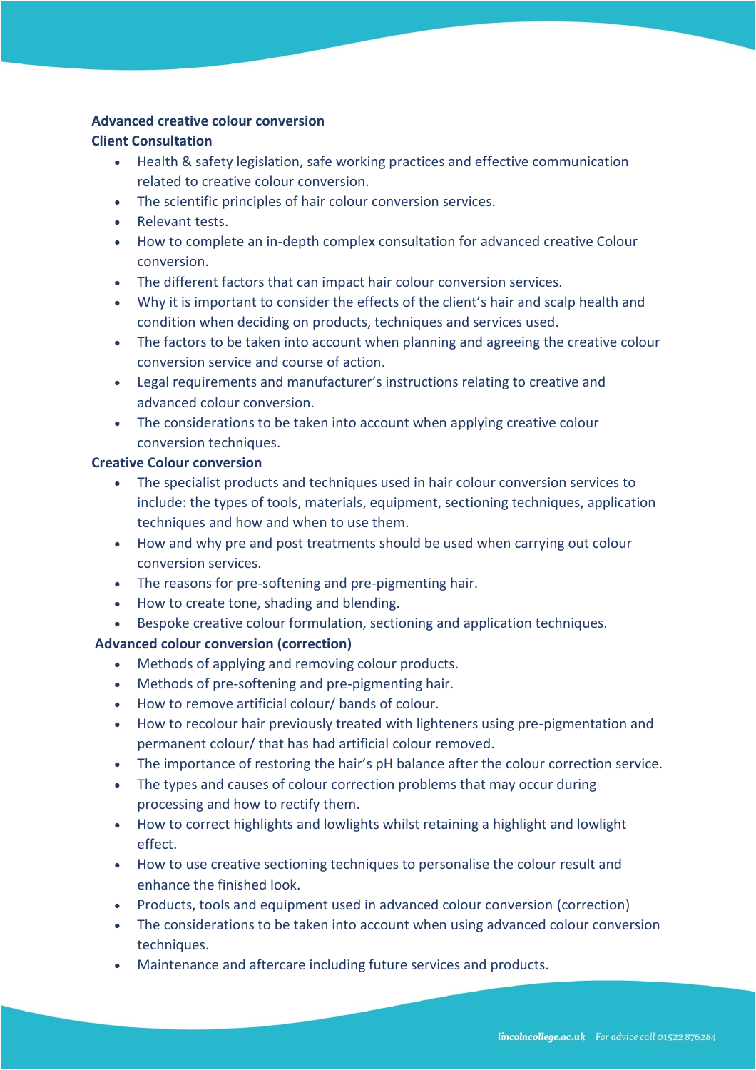**Advanced creative colour conversion**

**Client Consultation**

- Health & safety legislation, safe working practices and effective communication related to creative colour conversion.
- The scientific principles of hair colour conversion services.
- Relevant tests.
- How to complete an in-depth complex consultation for advanced creative Colour conversion.
- The different factors that can impact hair colour conversion services.
- Why it is important to consider the effects of the client's hair and scalp health and condition when deciding on products, techniques and services used.
- The factors to be taken into account when planning and agreeing the creative colour conversion service and course of action.
- Legal requirements and manufacturer's instructions relating to creative and advanced colour conversion.
- The considerations to be taken into account when applying creative colour conversion techniques.

**Creative Colour conversion**

- The specialist products and techniques used in hair colour conversion services to include: the types of tools, materials, equipment, sectioning techniques, application techniques and how and when to use them.
- How and why pre and post treatments should be used when carrying out colour conversion services.
- The reasons for pre-softening and pre-pigmenting hair.
- How to create tone, shading and blending.
- Bespoke creative colour formulation, sectioning and application techniques.

**Advanced colour conversion (correction)**

- Methods of applying and removing colour products.
- Methods of pre-softening and pre-pigmenting hair.
- How to remove artificial colour/ bands of colour.
- How to recolour hair previously treated with lighteners using pre-pigmentation and permanent colour/ that has had artificial colour removed.
- The importance of restoring the hair's pH balance after the colour correction service.
- The types and causes of colour correction problems that may occur during processing and how to rectify them.
- How to correct highlights and lowlights whilst retaining a highlight and lowlight effect.
- How to use creative sectioning techniques to personalise the colour result and enhance the finished look.
- Products, tools and equipment used in advanced colour conversion (correction)
- The considerations to be taken into account when using advanced colour conversion techniques.
- Maintenance and aftercare including future services and products.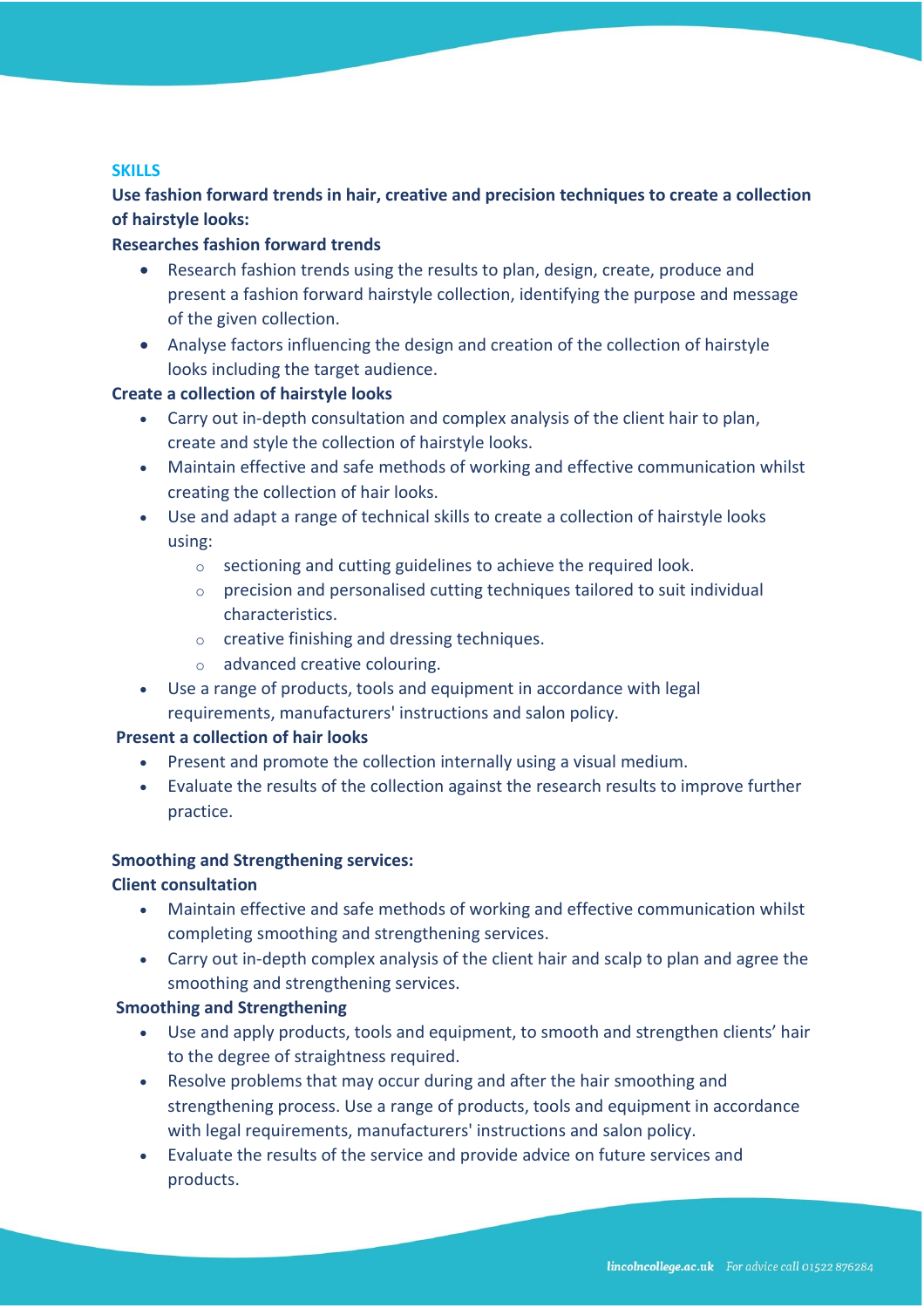## SKILLS

**Use fashion forward trends in hair, creative and precision techniques to create a collection of hairstyle looks:**

**Researches fashion forward trends**

- Research fashion trends using the results to plan, design, create, produce and present a fashion forward hairstyle collection, identifying the purpose and message of the given collection.
- Analyse factors influencing the design and creation of the collection of hairstyle looks including the target audience.

**Create a collection of hairstyle looks**

- Carry out in-depth consultation and complex analysis of the client hair to plan, create and style the collection of hairstyle looks.
- Maintain effective and safe methods of working and effective communication whilst creating the collection of hair looks.
- Use and adapt a range of technical skills to create a collection of hairstyle looks using:
  - sectioning and cutting guidelines to achieve the required look.
  - precision and personalised cutting techniques tailored to suit individual characteristics.
  - creative finishing and dressing techniques.
  - advanced creative colouring.
- Use a range of products, tools and equipment in accordance with legal requirements, manufacturers' instructions and salon policy.

**Present a collection of hair looks**

- Present and promote the collection internally using a visual medium.
- Evaluate the results of the collection against the research results to improve further practice.

**Smoothing and Strengthening services:**

**Client consultation**

- Maintain effective and safe methods of working and effective communication whilst completing smoothing and strengthening services.
- Carry out in-depth complex analysis of the client hair and scalp to plan and agree the smoothing and strengthening services.

**Smoothing and Strengthening**

- Use and apply products, tools and equipment, to smooth and strengthen clients' hair to the degree of straightness required.
- Resolve problems that may occur during and after the hair smoothing and strengthening process. Use a range of products, tools and equipment in accordance with legal requirements, manufacturers' instructions and salon policy.
- Evaluate the results of the service and provide advice on future services and products.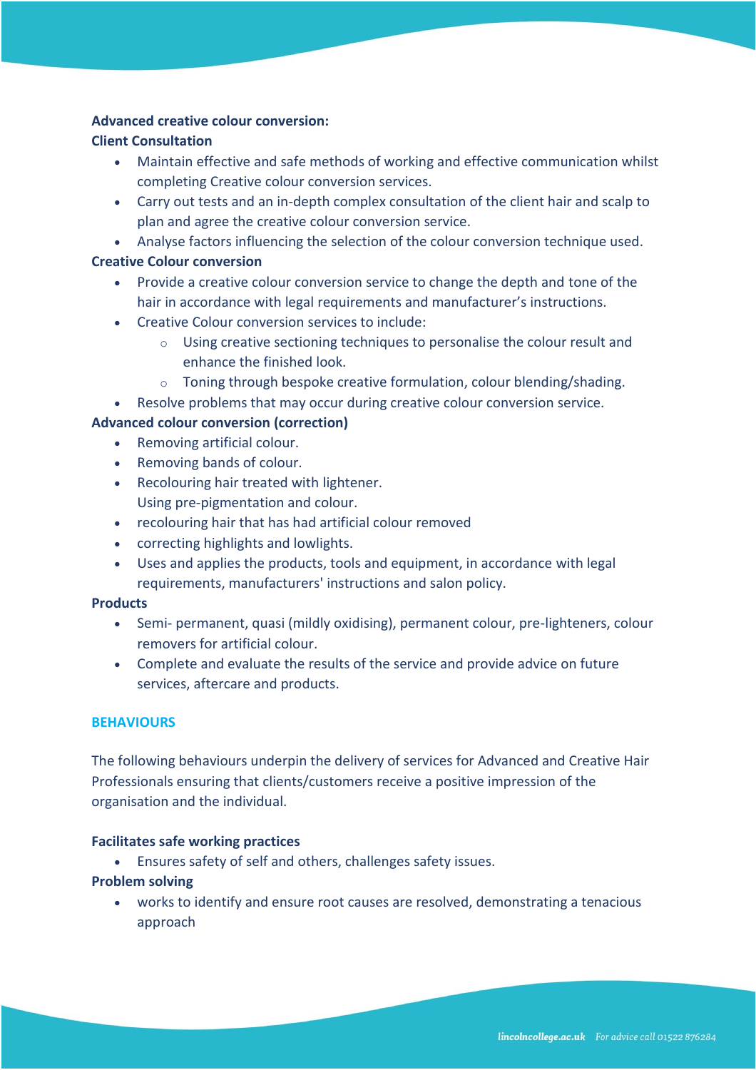**Advanced creative colour conversion:**

**Client Consultation**

- Maintain effective and safe methods of working and effective communication whilst completing Creative colour conversion services.
- Carry out tests and an in-depth complex consultation of the client hair and scalp to plan and agree the creative colour conversion service.
- Analyse factors influencing the selection of the colour conversion technique used.

**Creative Colour conversion**

- Provide a creative colour conversion service to change the depth and tone of the hair in accordance with legal requirements and manufacturer's instructions.
- Creative Colour conversion services to include:
  - Using creative sectioning techniques to personalise the colour result and enhance the finished look.
  - Toning through bespoke creative formulation, colour blending/shading.
- Resolve problems that may occur during creative colour conversion service.

**Advanced colour conversion (correction)**

- Removing artificial colour.
- Removing bands of colour.
- Recolouring hair treated with lightener.
  Using pre-pigmentation and colour.
- recolouring hair that has had artificial colour removed
- correcting highlights and lowlights.
- Uses and applies the products, tools and equipment, in accordance with legal requirements, manufacturers' instructions and salon policy.

**Products**

- Semi- permanent, quasi (mildly oxidising), permanent colour, pre-lighteners, colour removers for artificial colour.
- Complete and evaluate the results of the service and provide advice on future services, aftercare and products.

## BEHAVIOURS

The following behaviours underpin the delivery of services for Advanced and Creative Hair Professionals ensuring that clients/customers receive a positive impression of the organisation and the individual.

**Facilitates safe working practices**

- Ensures safety of self and others, challenges safety issues.

**Problem solving**

- works to identify and ensure root causes are resolved, demonstrating a tenacious approach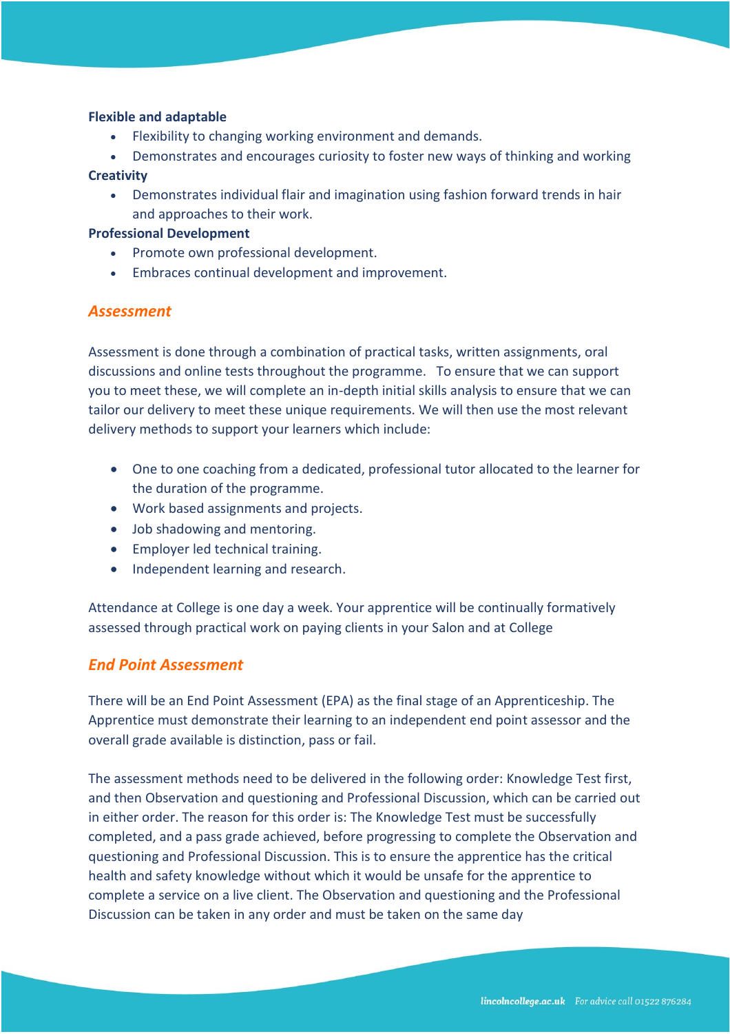**Flexible and adaptable**

- Flexibility to changing working environment and demands.
- Demonstrates and encourages curiosity to foster new ways of thinking and working

**Creativity**

- Demonstrates individual flair and imagination using fashion forward trends in hair and approaches to their work.

**Professional Development**

- Promote own professional development.
- Embraces continual development and improvement.

## *Assessment*

Assessment is done through a combination of practical tasks, written assignments, oral discussions and online tests throughout the programme. To ensure that we can support you to meet these, we will complete an in-depth initial skills analysis to ensure that we can tailor our delivery to meet these unique requirements. We will then use the most relevant delivery methods to support your learners which include:

- One to one coaching from a dedicated, professional tutor allocated to the learner for the duration of the programme.
- Work based assignments and projects.
- Job shadowing and mentoring.
- Employer led technical training.
- Independent learning and research.

Attendance at College is one day a week. Your apprentice will be continually formatively assessed through practical work on paying clients in your Salon and at College

## *End Point Assessment*

There will be an End Point Assessment (EPA) as the final stage of an Apprenticeship. The Apprentice must demonstrate their learning to an independent end point assessor and the overall grade available is distinction, pass or fail.

The assessment methods need to be delivered in the following order: Knowledge Test first, and then Observation and questioning and Professional Discussion, which can be carried out in either order. The reason for this order is: The Knowledge Test must be successfully completed, and a pass grade achieved, before progressing to complete the Observation and questioning and Professional Discussion. This is to ensure the apprentice has the critical health and safety knowledge without which it would be unsafe for the apprentice to complete a service on a live client. The Observation and questioning and the Professional Discussion can be taken in any order and must be taken on the same day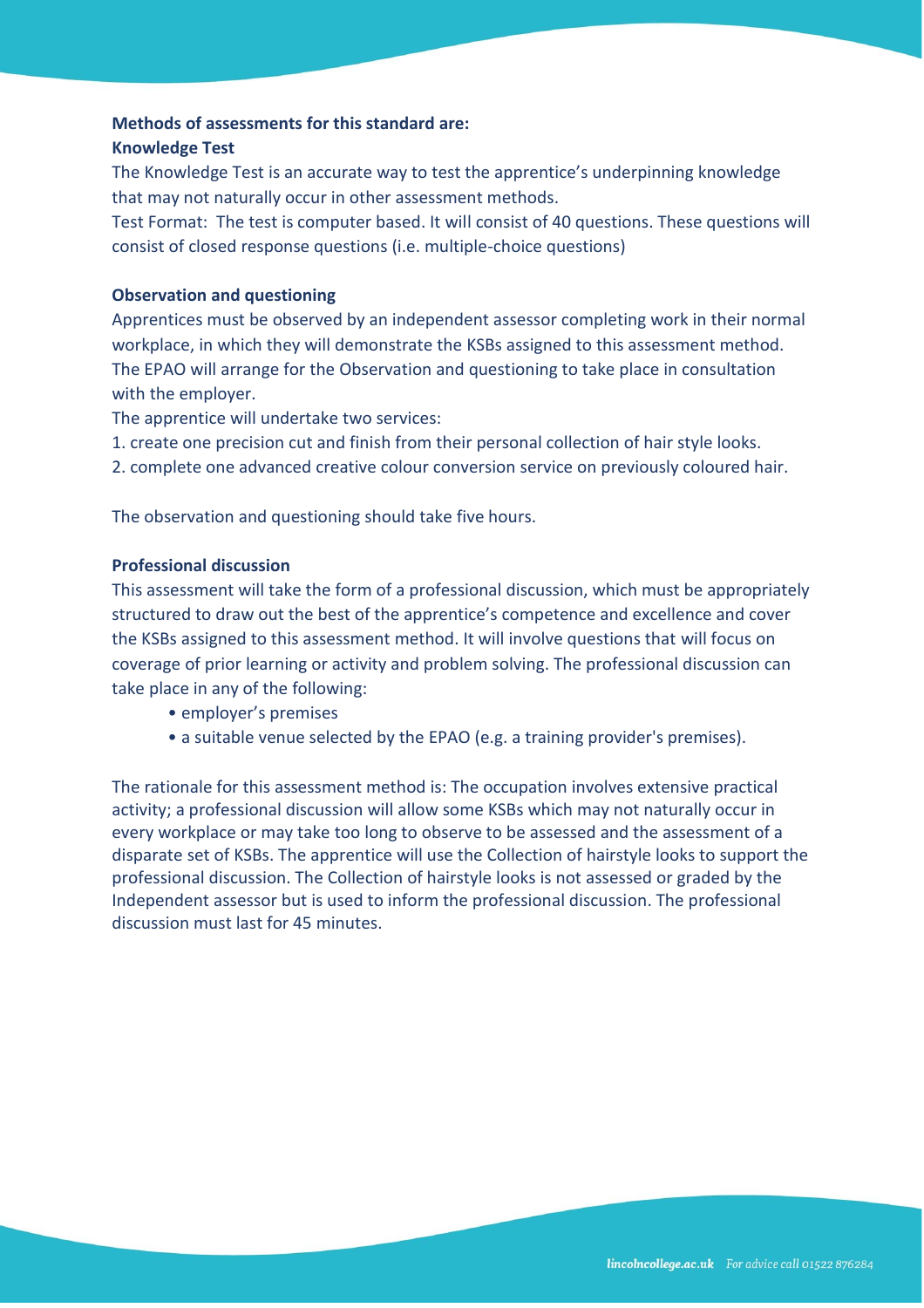**Methods of assessments for this standard are:**

**Knowledge Test**

The Knowledge Test is an accurate way to test the apprentice's underpinning knowledge that may not naturally occur in other assessment methods.

Test Format: The test is computer based. It will consist of 40 questions. These questions will consist of closed response questions (i.e. multiple-choice questions)

**Observation and questioning**

Apprentices must be observed by an independent assessor completing work in their normal workplace, in which they will demonstrate the KSBs assigned to this assessment method. The EPAO will arrange for the Observation and questioning to take place in consultation with the employer.

The apprentice will undertake two services:

1. create one precision cut and finish from their personal collection of hair style looks.
2. complete one advanced creative colour conversion service on previously coloured hair.

The observation and questioning should take five hours.

**Professional discussion**

This assessment will take the form of a professional discussion, which must be appropriately structured to draw out the best of the apprentice's competence and excellence and cover the KSBs assigned to this assessment method. It will involve questions that will focus on coverage of prior learning or activity and problem solving. The professional discussion can take place in any of the following:

- employer's premises
- a suitable venue selected by the EPAO (e.g. a training provider's premises).

The rationale for this assessment method is: The occupation involves extensive practical activity; a professional discussion will allow some KSBs which may not naturally occur in every workplace or may take too long to observe to be assessed and the assessment of a disparate set of KSBs. The apprentice will use the Collection of hairstyle looks to support the professional discussion. The Collection of hairstyle looks is not assessed or graded by the Independent assessor but is used to inform the professional discussion. The professional discussion must last for 45 minutes.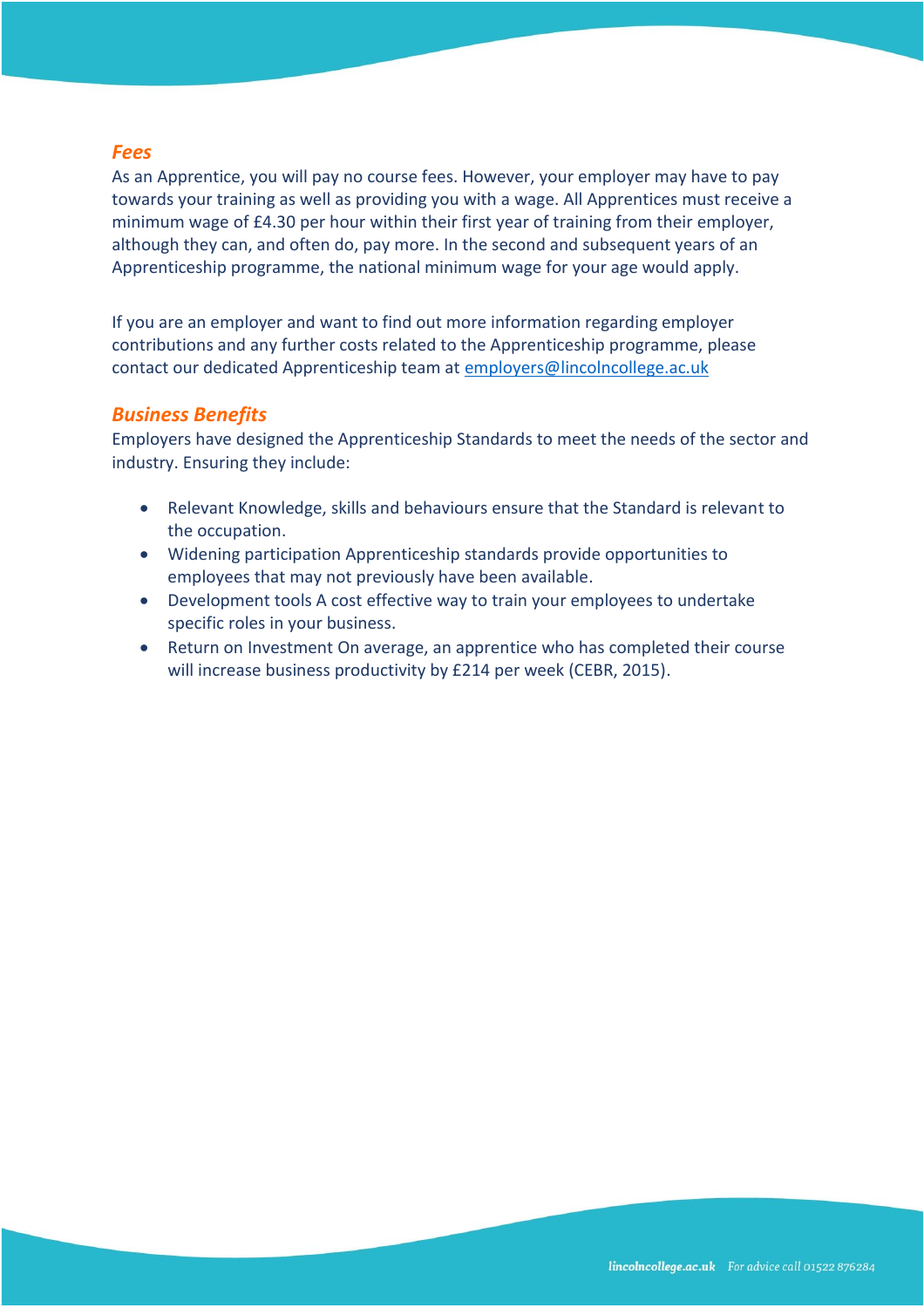## *Fees*

As an Apprentice, you will pay no course fees. However, your employer may have to pay towards your training as well as providing you with a wage. All Apprentices must receive a minimum wage of £4.30 per hour within their first year of training from their employer, although they can, and often do, pay more. In the second and subsequent years of an Apprenticeship programme, the national minimum wage for your age would apply.

If you are an employer and want to find out more information regarding employer contributions and any further costs related to the Apprenticeship programme, please contact our dedicated Apprenticeship team at employers@lincolncollege.ac.uk

## *Business Benefits*

Employers have designed the Apprenticeship Standards to meet the needs of the sector and industry. Ensuring they include:

- Relevant Knowledge, skills and behaviours ensure that the Standard is relevant to the occupation.
- Widening participation Apprenticeship standards provide opportunities to employees that may not previously have been available.
- Development tools A cost effective way to train your employees to undertake specific roles in your business.
- Return on Investment On average, an apprentice who has completed their course will increase business productivity by £214 per week (CEBR, 2015).